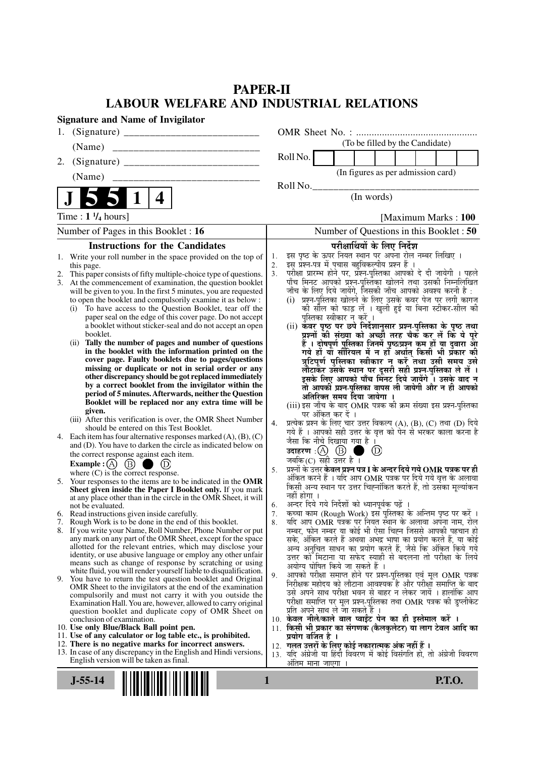# PAPER-II
## LABOUR WELFARE AND INDUSTRIAL RELATIONS

**Signature and Name of Invigilator**

1. (Signature) ___________________________
   (Name) ___________________________
2. (Signature) ___________________________
   (Name) ___________________________

OMR Sheet No. : ...............................................
(To be filled by the Candidate)

Roll No. | | | | | | | | |
(In figures as per admission card)

Roll No.___________________________________
(In words)

**J 5 5 1 4**

Time : **1 ¼ hours**] [Maximum Marks : **100**

Number of Pages in this Booklet : **16**

Number of Questions in this Booklet : **50**

### Instructions for the Candidates

1. Write your roll number in the space provided on the top of this page.
2. This paper consists of fifty multiple-choice type of questions.
3. At the commencement of examination, the question booklet will be given to you. In the first 5 minutes, you are requested to open the booklet and compulsorily examine it as below :
   (i) To have access to the Question Booklet, tear off the paper seal on the edge of this cover page. Do not accept a booklet without sticker-seal and do not accept an open booklet.
   (ii) **Tally the number of pages and number of questions in the booklet with the information printed on the cover page. Faulty booklets due to pages/questions missing or duplicate or not in serial order or any other discrepancy should be got replaced immediately by a correct booklet from the invigilator within the period of 5 minutes. Afterwards, neither the Question Booklet will be replaced nor any extra time will be given.**
   (iii) After this verification is over, the OMR Sheet Number should be entered on this Test Booklet.
4. Each item has four alternative responses marked (A), (B), (C) and (D). You have to darken the circle as indicated below on the correct response against each item.
   **Example :** (A) (B) ● (D)
   where (C) is the correct response.
5. Your responses to the items are to be indicated in the **OMR Sheet given inside the Paper I Booklet only.** If you mark at any place other than in the circle in the OMR Sheet, it will not be evaluated.
6. Read instructions given inside carefully.
7. Rough Work is to be done in the end of this booklet.
8. If you write your Name, Roll Number, Phone Number or put any mark on any part of the OMR Sheet, except for the space allotted for the relevant entries, which may disclose your identity, or use abusive language or employ any other unfair means such as change of response by scratching or using white fluid, you will render yourself liable to disqualification.
9. You have to return the test question booklet and Original OMR Sheet to the invigilators at the end of the examination compulsorily and must not carry it with you outside the Examination Hall. You are, however, allowed to carry original question booklet and duplicate copy of OMR Sheet on conclusion of examination.
10. **Use only Blue/Black Ball point pen.**
11. **Use of any calculator or log table etc., is prohibited.**
12. **There is no negative marks for incorrect answers.**
13. In case of any discrepancy in the English and Hindi versions, English version will be taken as final.

### परीक्षार्थियों के लिए निर्देश

1. इस पृष्ठ के ऊपर नियत स्थान पर अपना रोल नम्बर लिखिए ।
2. इस प्रश्न-पत्र में पचास बहुविकल्पीय प्रश्न हैं ।
3. परीक्षा प्रारम्भ होने पर, प्रश्न-पुस्तिका आपको दे दी जायेगी । पहले पाँच मिनट आपको प्रश्न-पुस्तिका खोलने तथा उसकी निम्नलिखित जाँच के लिए दिये जायेंगे, जिसकी जाँच आपको अवश्य करनी है :
   (i) प्रश्न-पुस्तिका खोलने के लिए उसके कवर पेज पर लगी कागज की सील को फाड़ लें । खुली हुई या बिना स्टीकर-सील की पुस्तिका स्वीकार न करें ।
   (ii) **कवर पृष्ठ पर छपे निर्देशानुसार प्रश्न-पुस्तिका के पृष्ठ तथा प्रश्नों की संख्या को अच्छी तरह चैक कर लें कि ये पूरे हैं । दोषपूर्ण पुस्तिका जिनमें पृष्ठ/प्रश्न कम हों या दुबारा आ गये हों या सीरियल में न हों अर्थात् किसी भी प्रकार की त्रुटिपूर्ण पुस्तिका स्वीकार न करें तथा उसी समय उसे लौटाकर उसके स्थान पर दूसरी सही प्रश्न-पुस्तिका ले लें । इसके लिए आपको पाँच मिनट दिये जायेंगे । उसके बाद न तो आपकी प्रश्न-पुस्तिका वापस ली जायेगी और न ही आपको अतिरिक्त समय दिया जायेगा ।**
   (iii) इस जाँच के बाद OMR पत्रक की क्रम संख्या इस प्रश्न-पुस्तिका पर अंकित कर दें ।
4. प्रत्येक प्रश्न के लिए चार उत्तर विकल्प (A), (B), (C) तथा (D) दिये गये हैं । आपको सही उत्तर के वृत्त को पेन से भरकर काला करना है जैसा कि नीचे दिखाया गया है ।
   **उदाहरण :** (A) (B) ● (D)
   जबकि (C) सही उत्तर है ।
5. प्रश्नों के उत्तर **केवल प्रश्न पत्र I के अन्दर दिये गये OMR पत्रक पर ही** अंकित करने हैं । यदि आप OMR पत्रक पर दिये गये वृत्त के अलावा किसी अन्य स्थान पर उत्तर चिह्नांकित करते हैं, तो उसका मूल्यांकन नहीं होगा ।
6. अन्दर दिये गये निर्देशों को ध्यानपूर्वक पढ़ें ।
7. कच्चा काम (Rough Work) इस पुस्तिका के अन्तिम पृष्ठ पर करें ।
8. यदि आप OMR पत्रक पर नियत स्थान के अलावा अपना नाम, रोल नम्बर, फोन नम्बर या कोई भी ऐसा चिह्न जिससे आपकी पहचान हो सके, अंकित करते हैं अथवा अभद्र भाषा का प्रयोग करते हैं, या कोई अन्य अनुचित साधन का प्रयोग करते हैं, जैसे कि अंकित किये गये उत्तर को मिटाना या सफेद स्याही से बदलना तो परीक्षा के लिये अयोग्य घोषित किये जा सकते हैं ।
9. आपको परीक्षा समाप्त होने पर प्रश्न-पुस्तिका एवं मूल OMR पत्रक निरीक्षक महोदय को लौटाना आवश्यक है और परीक्षा समाप्ति के बाद उसे अपने साथ परीक्षा भवन से बाहर न लेकर जायें । हालांकि आप परीक्षा समाप्ति पर मूल प्रश्न-पुस्तिका तथा OMR पत्रक की डुप्लीकेट प्रति अपने साथ ले जा सकते हैं ।
10. **केवल नीले/काले बाल प्वाईंट पेन का ही इस्तेमाल करें ।**
11. **किसी भी प्रकार का संगणक (कैलकुलेटर) या लाग टेबल आदि का प्रयोग वर्जित है ।**
12. **गलत उत्तरों के लिए कोई नकारात्मक अंक नहीं हैं ।**
13. यदि अंग्रेजी या हिंदी विवरण में कोई विसंगति हो, तो अंग्रेजी विवरण अंतिम माना जाएगा ।

J-55-14

P.T.O.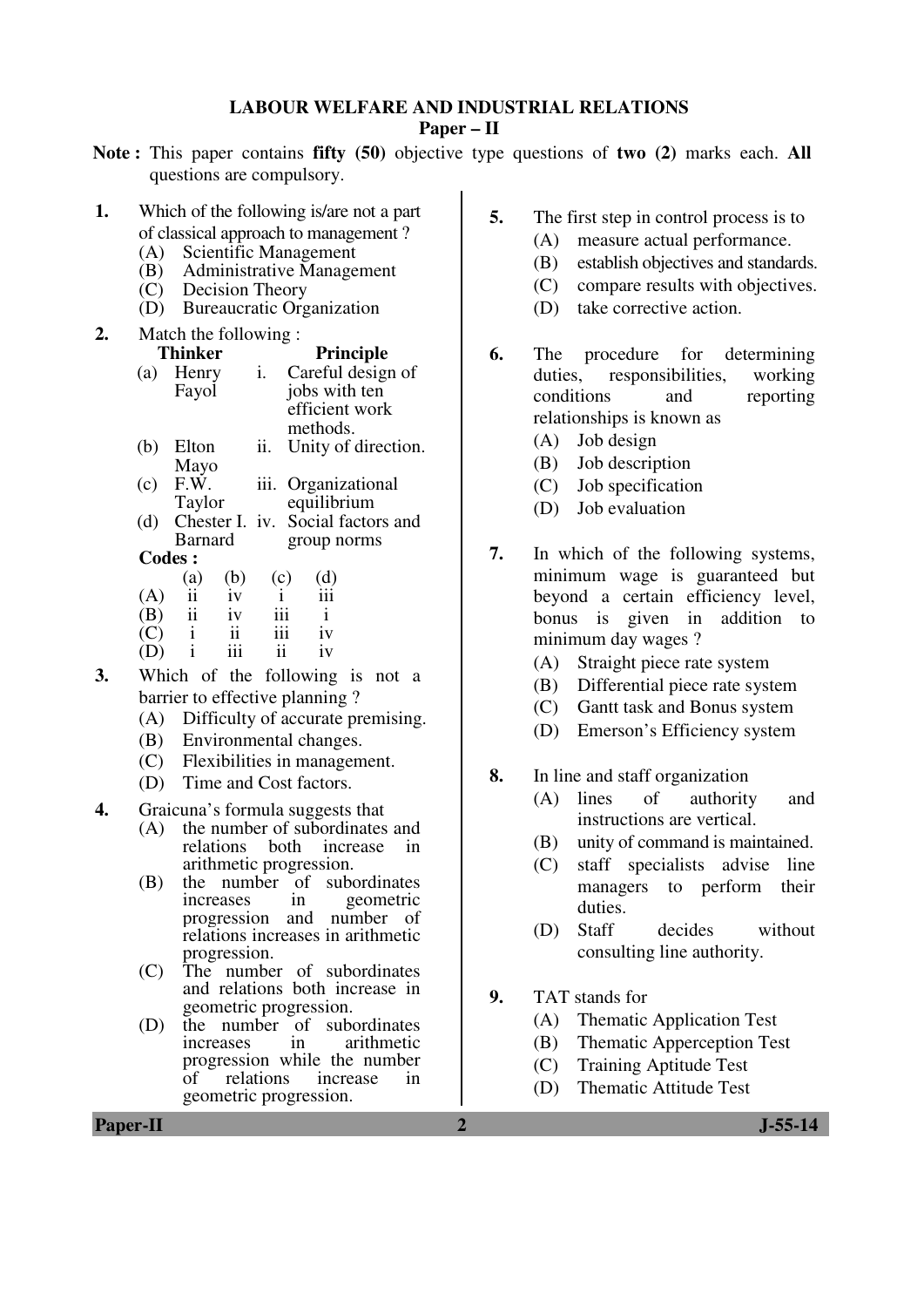# LABOUR WELFARE AND INDUSTRIAL RELATIONS

## Paper – II

**Note :** This paper contains **fifty (50)** objective type questions of **two (2)** marks each. **All** questions are compulsory.

**1.** Which of the following is/are not a part of classical approach to management ?

(A) Scientific Management
(B) Administrative Management
(C) Decision Theory
(D) Bureaucratic Organization

**2.** Match the following :

| | Thinker | | Principle |
|---|---|---|---|
| (a) | Henry Fayol | i. | Careful design of jobs with ten efficient work methods. |
| (b) | Elton Mayo | ii. | Unity of direction. |
| (c) | F.W. Taylor | iii. | Organizational equilibrium |
| (d) | Chester I. Barnard | iv. | Social factors and group norms |

**Codes :**

| | (a) | (b) | (c) | (d) |
|---|---|---|---|---|
| (A) | ii | iv | i | iii |
| (B) | ii | iv | iii | i |
| (C) | i | ii | iii | iv |
| (D) | i | iii | ii | iv |

**3.** Which of the following is not a barrier to effective planning ?

(A) Difficulty of accurate premising.
(B) Environmental changes.
(C) Flexibilities in management.
(D) Time and Cost factors.

**4.** Graicuna's formula suggests that

(A) the number of subordinates and relations both increase in arithmetic progression.
(B) the number of subordinates increases in geometric progression and number of relations increases in arithmetic progression.
(C) The number of subordinates and relations both increase in geometric progression.
(D) the number of subordinates increases in arithmetic progression while the number of relations increase in geometric progression.

**5.** The first step in control process is to

(A) measure actual performance.
(B) establish objectives and standards.
(C) compare results with objectives.
(D) take corrective action.

**6.** The procedure for determining duties, responsibilities, working conditions and reporting relationships is known as

(A) Job design
(B) Job description
(C) Job specification
(D) Job evaluation

**7.** In which of the following systems, minimum wage is guaranteed but beyond a certain efficiency level, bonus is given in addition to minimum day wages ?

(A) Straight piece rate system
(B) Differential piece rate system
(C) Gantt task and Bonus system
(D) Emerson's Efficiency system

**8.** In line and staff organization

(A) lines of authority and instructions are vertical.
(B) unity of command is maintained.
(C) staff specialists advise line managers to perform their duties.
(D) Staff decides without consulting line authority.

**9.** TAT stands for

(A) Thematic Application Test
(B) Thematic Apperception Test
(C) Training Aptitude Test
(D) Thematic Attitude Test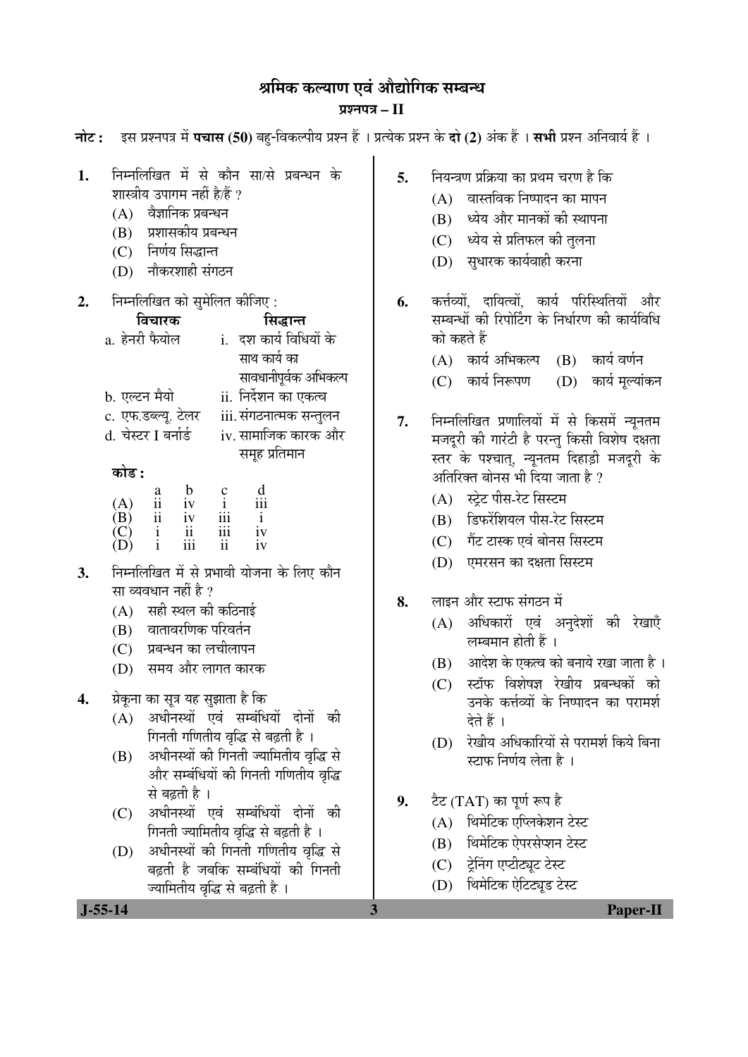# श्रमिक कल्याण एवं औद्योगिक सम्बन्ध

## प्रश्नपत्र – II

**नोट :** इस प्रश्नपत्र में **पचास (50)** बहु-विकल्पीय प्रश्न हैं । प्रत्येक प्रश्न के **दो (2)** अंक हैं । **सभी** प्रश्न अनिवार्य हैं ।

**1.** निम्नलिखित में से कौन सा/से प्रबन्धन के शास्त्रीय उपागम नहीं है/हैं ?

(A) वैज्ञानिक प्रबन्धन

(B) प्रशासकीय प्रबन्धन

(C) निर्णय सिद्धान्त

(D) नौकरशाही संगठन

**2.** निम्नलिखित को सुमेलित कीजिए :

| विचारक | सिद्धान्त |
|---|---|
| a. हेनरी फैयोल | i. दश कार्य विधियों के साथ कार्य का सावधानीपूर्वक अभिकल्प |
| b. एल्टन मैयो | ii. निर्देशन का एकत्व |
| c. एफ.डब्ल्यू. टेलर | iii. संगठनात्मक सन्तुलन |
| d. चेस्टर I बर्नार्ड | iv. सामाजिक कारक और समूह प्रतिमान |

**कोड :**

| | a | b | c | d |
|---|---|---|---|---|
| (A) | ii | iv | i | iii |
| (B) | ii | iv | iii | i |
| (C) | i | ii | iii | iv |
| (D) | i | iii | ii | iv |

**3.** निम्नलिखित में से प्रभावी योजना के लिए कौन सा व्यवधान नहीं है ?

(A) सही स्थल की कठिनाई

(B) वातावरणिक परिवर्तन

(C) प्रबन्धन का लचीलापन

(D) समय और लागत कारक

**4.** ग्रेकूना का सूत्र यह सुझाता है कि

(A) अधीनस्थों एवं सम्बंधियों दोनों की गिनती गणितीय वृद्धि से बढ़ती है ।

(B) अधीनस्थों की गिनती ज्यामितीय वृद्धि से और सम्बंधियों की गिनती गणितीय वृद्धि से बढ़ती है ।

(C) अधीनस्थों एवं सम्बंधियों दोनों की गिनती ज्यामितीय वृद्धि से बढ़ती है ।

(D) अधीनस्थों की गिनती गणितीय वृद्धि से बढ़ती है जबकि सम्बंधियों की गिनती ज्यामितीय वृद्धि से बढ़ती है ।

**5.** नियन्त्रण प्रक्रिया का प्रथम चरण है कि

(A) वास्तविक निष्पादन का मापन

(B) ध्येय और मानकों की स्थापना

(C) ध्येय से प्रतिफल की तुलना

(D) सुधारक कार्यवाही करना

**6.** कर्त्तव्यों, दायित्वों, कार्य परिस्थितियों और सम्बन्धों की रिपोर्टिंग के निर्धारण की कार्यविधि को कहते हैं

(A) कार्य अभिकल्प
(B) कार्य वर्णन
(C) कार्य निरूपण
(D) कार्य मूल्यांकन

**7.** निम्नलिखित प्रणालियों में से किसमें न्यूनतम मजदूरी की गारंटी है परन्तु किसी विशेष दक्षता स्तर के पश्चात्, न्यूनतम दिहाड़ी मजदूरी के अतिरिक्त बोनस भी दिया जाता है ?

(A) स्ट्रेट पीस-रेट सिस्टम

(B) डिफरेंशियल पीस-रेट सिस्टम

(C) गैंट टास्क एवं बोनस सिस्टम

(D) एमरसन का दक्षता सिस्टम

**8.** लाइन और स्टाफ संगठन में

(A) अधिकारों एवं अनुदेशों की रेखाएँ लम्बमान होती हैं ।

(B) आदेश के एकत्व को बनाये रखा जाता है ।

(C) स्टॉफ विशेषज्ञ रेखीय प्रबन्धकों को उनके कर्त्तव्यों के निष्पादन का परामर्श देते हैं ।

(D) रेखीय अधिकारियों से परामर्श किये बिना स्टाफ निर्णय लेता है ।

**9.** टैट (TAT) का पूर्ण रूप है

(A) थिमेटिक एप्लिकेशन टेस्ट

(B) थिमेटिक ऐपरसेप्शन टेस्ट

(C) ट्रेनिंग एप्टीट्यूट टेस्ट

(D) थिमेटिक ऐटिट्यूड टेस्ट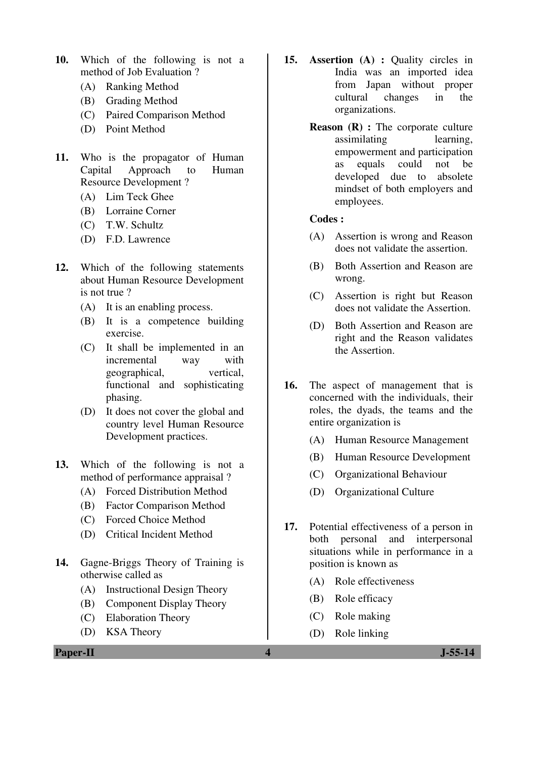10. Which of the following is not a method of Job Evaluation ?
    (A) Ranking Method
    (B) Grading Method
    (C) Paired Comparison Method
    (D) Point Method

11. Who is the propagator of Human Capital Approach to Human Resource Development ?
    (A) Lim Teck Ghee
    (B) Lorraine Corner
    (C) T.W. Schultz
    (D) F.D. Lawrence

12. Which of the following statements about Human Resource Development is not true ?
    (A) It is an enabling process.
    (B) It is a competence building exercise.
    (C) It shall be implemented in an incremental way with geographical, vertical, functional and sophisticating phasing.
    (D) It does not cover the global and country level Human Resource Development practices.

13. Which of the following is not a method of performance appraisal ?
    (A) Forced Distribution Method
    (B) Factor Comparison Method
    (C) Forced Choice Method
    (D) Critical Incident Method

14. Gagne-Briggs Theory of Training is otherwise called as
    (A) Instructional Design Theory
    (B) Component Display Theory
    (C) Elaboration Theory
    (D) KSA Theory

15. **Assertion (A) :** Quality circles in India was an imported idea from Japan without proper cultural changes in the organizations.

    **Reason (R) :** The corporate culture assimilating learning, empowerment and participation as equals could not be developed due to absolete mindset of both employers and employees.

    **Codes :**
    (A) Assertion is wrong and Reason does not validate the assertion.
    (B) Both Assertion and Reason are wrong.
    (C) Assertion is right but Reason does not validate the Assertion.
    (D) Both Assertion and Reason are right and the Reason validates the Assertion.

16. The aspect of management that is concerned with the individuals, their roles, the dyads, the teams and the entire organization is
    (A) Human Resource Management
    (B) Human Resource Development
    (C) Organizational Behaviour
    (D) Organizational Culture

17. Potential effectiveness of a person in both personal and interpersonal situations while in performance in a position is known as
    (A) Role effectiveness
    (B) Role efficacy
    (C) Role making
    (D) Role linking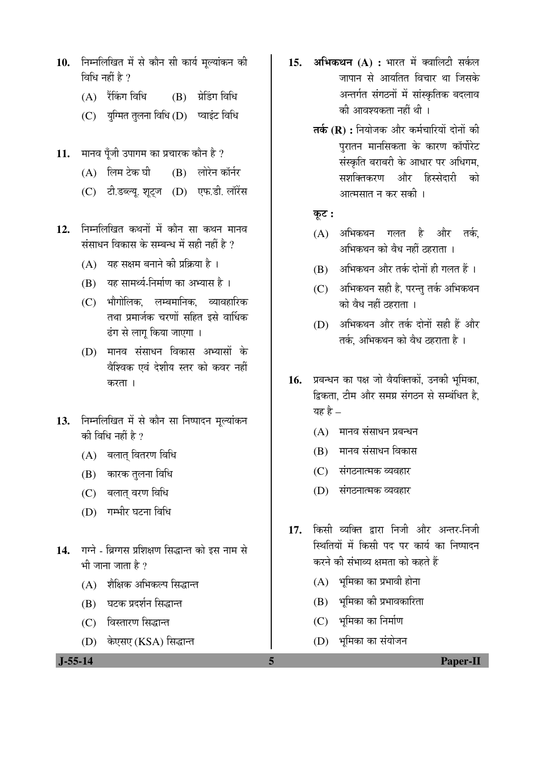10. निम्नलिखित में से कौन सी कार्य मूल्यांकन की विधि नहीं है ?
    (A) रैंकिंग विधि (B) ग्रेडिंग विधि
    (C) युग्मित तुलना विधि (D) प्वाइंट विधि

11. मानव पूँजी उपागम का प्रचारक कौन है ?
    (A) लिम टेक घी (B) लोरेन कॉर्नर
    (C) टी.डब्ल्यू. शूट्ज (D) एफ.डी. लॉरेंस

12. निम्नलिखित कथनों में कौन सा कथन मानव संसाधन विकास के सम्बन्ध में सही नहीं है ?
    (A) यह सक्षम बनाने की प्रक्रिया है ।
    (B) यह सामर्थ्य-निर्माण का अभ्यास है ।
    (C) भौगोलिक, लम्बमानिक, व्यावहारिक तथा प्रमार्जक चरणों सहित इसे वार्धिक ढंग से लागू किया जाएगा ।
    (D) मानव संसाधन विकास अभ्यासों के वैश्विक एवं देशीय स्तर को कवर नहीं करता ।

13. निम्नलिखित में से कौन सा निष्पादन मूल्यांकन की विधि नहीं है ?
    (A) बलात् वितरण विधि
    (B) कारक तुलना विधि
    (C) बलात् वरण विधि
    (D) गम्भीर घटना विधि

14. गग्ने - ब्रिग्गस प्रशिक्षण सिद्धान्त को इस नाम से भी जाना जाता है ?
    (A) शैक्षिक अभिकल्प सिद्धान्त
    (B) घटक प्रदर्शन सिद्धान्त
    (C) विस्तारण सिद्धान्त
    (D) केएसए (KSA) सिद्धान्त

15. **अभिकथन (A) :** भारत में क्वालिटी सर्कल जापान से आयतित विचार था जिसके अन्तर्गत संगठनों में सांस्कृतिक बदलाव की आवश्यकता नहीं थी ।

    **तर्क (R) :** नियोजक और कर्मचारियों दोनों की पुरातन मानसिकता के कारण कॉर्पोरेट संस्कृति बराबरी के आधार पर अधिगम, सशक्तिकरण और हिस्सेदारी को आत्मसात न कर सकी ।

    **कूट :**
    (A) अभिकथन गलत है और तर्क, अभिकथन को वैध नहीं ठहराता ।
    (B) अभिकथन और तर्क दोनों ही गलत हैं ।
    (C) अभिकथन सही है, परन्तु तर्क अभिकथन को वैध नहीं ठहराता ।
    (D) अभिकथन और तर्क दोनों सही हैं और तर्क, अभिकथन को वैध ठहराता है ।

16. प्रबन्धन का पक्ष जो वैयक्तिकों, उनकी भूमिका, द्विकता, टीम और समग्र संगठन से सम्बंधित है, यह है –
    (A) मानव संसाधन प्रबन्धन
    (B) मानव संसाधन विकास
    (C) संगठनात्मक व्यवहार
    (D) संगठनात्मक व्यवहार

17. किसी व्यक्ति द्वारा निजी और अन्तर-निजी स्थितियों में किसी पद पर कार्य का निष्पादन करने की संभाव्य क्षमता को कहते हैं
    (A) भूमिका का प्रभावी होना
    (B) भूमिका की प्रभावकारिता
    (C) भूमिका का निर्माण
    (D) भूमिका का संयोजन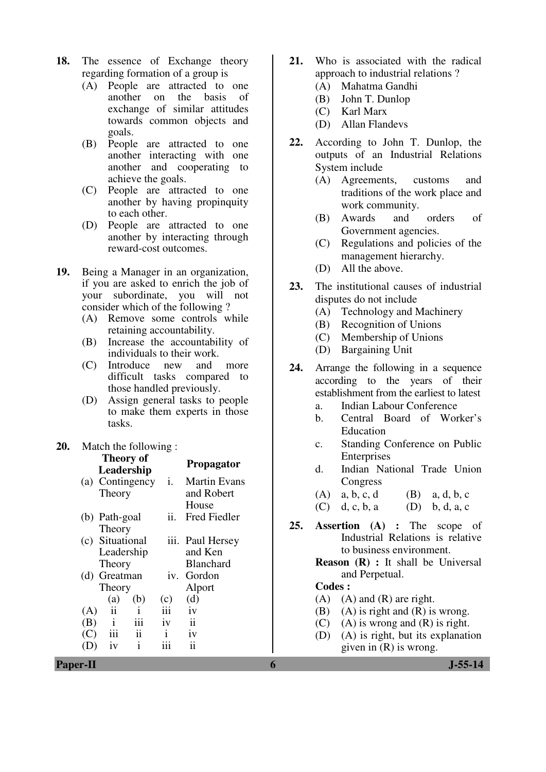**18.** The essence of Exchange theory regarding formation of a group is

(A) People are attracted to one another on the basis of exchange of similar attitudes towards common objects and goals.

(B) People are attracted to one another interacting with one another and cooperating to achieve the goals.

(C) People are attracted to one another by having propinquity to each other.

(D) People are attracted to one another by interacting through reward-cost outcomes.

**19.** Being a Manager in an organization, if you are asked to enrich the job of your subordinate, you will not consider which of the following ?

(A) Remove some controls while retaining accountability.

(B) Increase the accountability of individuals to their work.

(C) Introduce new and more difficult tasks compared to those handled previously.

(D) Assign general tasks to people to make them experts in those tasks.

**20.** Match the following :

| Theory of Leadership | | Propagator |
|---|---|---|
| (a) Contingency Theory | i. | Martin Evans and Robert House |
| (b) Path-goal Theory | ii. | Fred Fiedler |
| (c) Situational Leadership Theory | iii. | Paul Hersey and Ken Blanchard |
| (d) Greatman Theory | iv. | Gordon Alport |

| | (a) | (b) | (c) | (d) |
|---|---|---|---|---|
| (A) | ii | i | iii | iv |
| (B) | i | iii | iv | ii |
| (C) | iii | ii | i | iv |
| (D) | iv | i | iii | ii |

**21.** Who is associated with the radical approach to industrial relations ?

(A) Mahatma Gandhi

(B) John T. Dunlop

(C) Karl Marx

(D) Allan Flandevs

**22.** According to John T. Dunlop, the outputs of an Industrial Relations System include

(A) Agreements, customs and traditions of the work place and work community.

(B) Awards and orders of Government agencies.

(C) Regulations and policies of the management hierarchy.

(D) All the above.

**23.** The institutional causes of industrial disputes do not include

(A) Technology and Machinery

(B) Recognition of Unions

(C) Membership of Unions

(D) Bargaining Unit

**24.** Arrange the following in a sequence according to the years of their establishment from the earliest to latest

a. Indian Labour Conference

b. Central Board of Worker's Education

c. Standing Conference on Public Enterprises

d. Indian National Trade Union Congress

(A) a, b, c, d  (B) a, d, b, c

(C) d, c, b, a  (D) b, d, a, c

**25.** **Assertion (A) :** The scope of Industrial Relations is relative to business environment.

**Reason (R) :** It shall be Universal and Perpetual.

**Codes :**

(A) (A) and (R) are right.

(B) (A) is right and (R) is wrong.

(C) (A) is wrong and (R) is right.

(D) (A) is right, but its explanation given in (R) is wrong.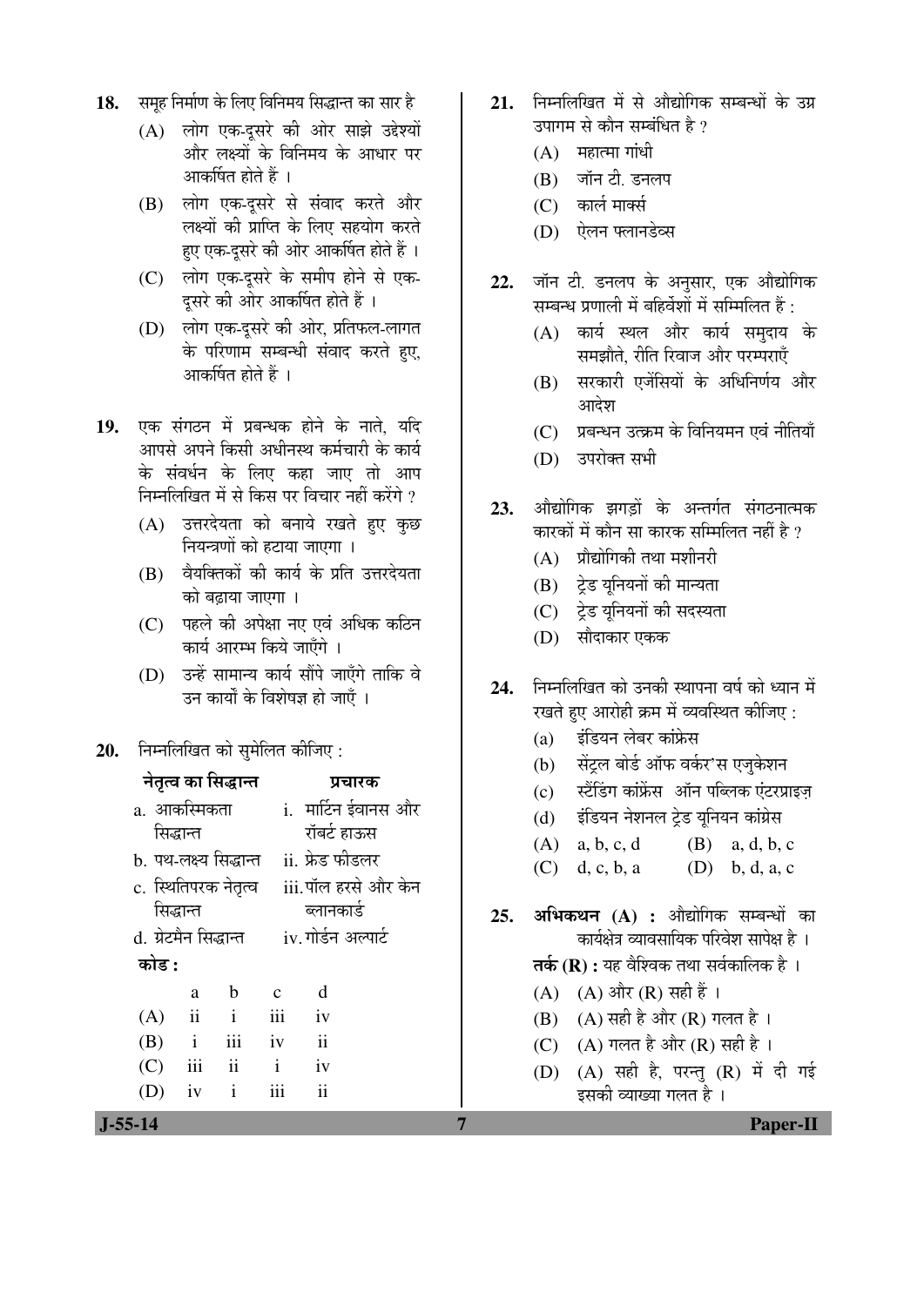**18.** समूह निर्माण के लिए विनिमय सिद्धान्त का सार है

(A) लोग एक-दूसरे की ओर साझे उद्देश्यों और लक्ष्यों के विनिमय के आधार पर आकर्षित होते हैं ।

(B) लोग एक-दूसरे से संवाद करते और लक्ष्यों की प्राप्ति के लिए सहयोग करते हुए एक-दूसरे की ओर आकर्षित होते हैं ।

(C) लोग एक-दूसरे के समीप होने से एक-दूसरे की ओर आकर्षित होते हैं ।

(D) लोग एक-दूसरे की ओर, प्रतिफल-लागत के परिणाम सम्बन्धी संवाद करते हुए, आकर्षित होते हैं ।

**19.** एक संगठन में प्रबन्धक होने के नाते, यदि आपसे अपने किसी अधीनस्थ कर्मचारी के कार्य के संवर्धन के लिए कहा जाए तो आप निम्नलिखित में से किस पर विचार नहीं करेंगे ?

(A) उत्तरदेयता को बनाये रखते हुए कुछ नियन्त्रणों को हटाया जाएगा ।

(B) वैयक्तिकों की कार्य के प्रति उत्तरदेयता को बढ़ाया जाएगा ।

(C) पहले की अपेक्षा नए एवं अधिक कठिन कार्य आरम्भ किये जाएँगे ।

(D) उन्हें सामान्य कार्य सौंपे जाएँगे ताकि वे उन कार्यों के विशेषज्ञ हो जाएँ ।

**20.** निम्नलिखित को सुमेलित कीजिए :

| नेतृत्व का सिद्धान्त | प्रचारक |
|---|---|
| a. आकस्मिकता सिद्धान्त | i. मार्टिन ईवानस और रॉबर्ट हाऊस |
| b. पथ-लक्ष्य सिद्धान्त | ii. फ्रेड फीडलर |
| c. स्थितिपरक नेतृत्व सिद्धान्त | iii. पॉल हरसे और केन ब्लानकार्ड |
| d. ग्रेटमैन सिद्धान्त | iv. गोर्डन अल्पार्ट |

**कोड :**

| | a | b | c | d |
|---|---|---|---|---|
| (A) | ii | i | iii | iv |
| (B) | i | iii | iv | ii |
| (C) | iii | ii | i | iv |
| (D) | iv | i | iii | ii |

**21.** निम्नलिखित में से औद्योगिक सम्बन्धों के उग्र उपागम से कौन सम्बंधित है ?

(A) महात्मा गांधी

(B) जॉन टी. डनलप

(C) कार्ल मार्क्स

(D) ऐलन फ्लानडेव्स

**22.** जॉन टी. डनलप के अनुसार, एक औद्योगिक सम्बन्ध प्रणाली में बहिर्वेशों में सम्मिलित हैं :

(A) कार्य स्थल और कार्य समुदाय के समझौते, रीति रिवाज और परम्पराएँ

(B) सरकारी एजेंसियों के अधिनिर्णय और आदेश

(C) प्रबन्धन उत्क्रम के विनियमन एवं नीतियाँ

(D) उपरोक्त सभी

**23.** औद्योगिक झगड़ों के अन्तर्गत संगठनात्मक कारकों में कौन सा कारक सम्मिलित नहीं है ?

(A) प्रौद्योगिकी तथा मशीनरी

(B) ट्रेड यूनियनों की मान्यता

(C) ट्रेड यूनियनों की सदस्यता

(D) सौदाकार एकक

**24.** निम्नलिखित को उनकी स्थापना वर्ष को ध्यान में रखते हुए आरोही क्रम में व्यवस्थित कीजिए :

(a) इंडियन लेबर कांफ्रेस

(b) सेंट्रल बोर्ड ऑफ वर्कर'स एजुकेशन

(c) स्टैंडिंग कांफ्रेंस ऑन पब्लिक एंटरप्राइज़

(d) इंडियन नेशनल ट्रेड यूनियन कांग्रेस

(A) a, b, c, d
(B) a, d, b, c
(C) d, c, b, a
(D) b, d, a, c

**25.** **अभिकथन (A) :** औद्योगिक सम्बन्धों का कार्यक्षेत्र व्यावसायिक परिवेश सापेक्ष है ।

**तर्क (R) :** यह वैश्विक तथा सर्वकालिक है ।

(A) (A) और (R) सही हैं ।

(B) (A) सही है और (R) गलत है ।

(C) (A) गलत है और (R) सही है ।

(D) (A) सही है, परन्तु (R) में दी गई इसकी व्याख्या गलत है ।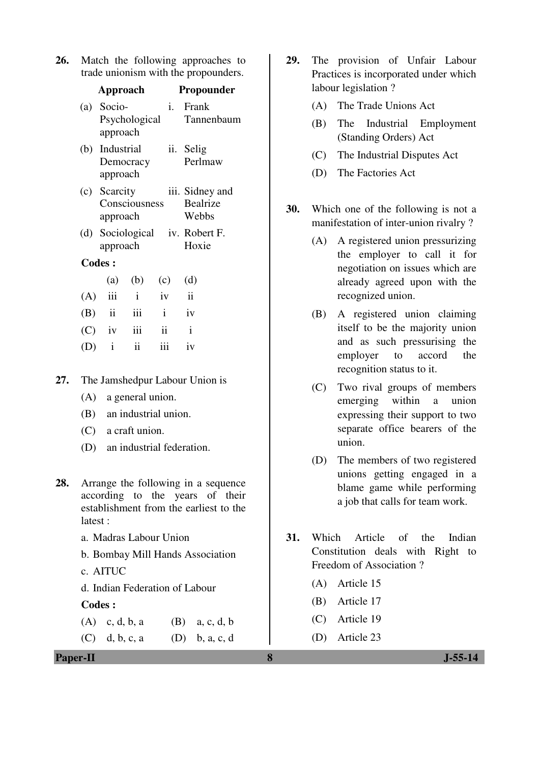26. Match the following approaches to trade unionism with the propounders.

| | Approach | | Propounder |
|---|---|---|---|
| (a) | Socio-Psychological approach | i. | Frank Tannenbaum |
| (b) | Industrial Democracy approach | ii. | Selig Perlmaw |
| (c) | Scarcity Consciousness approach | iii. | Sidney and Bealrize Webbs |
| (d) | Sociological approach | iv. | Robert F. Hoxie |

**Codes :**

| | (a) | (b) | (c) | (d) |
|---|---|---|---|---|
| (A) | iii | i | iv | ii |
| (B) | ii | iii | i | iv |
| (C) | iv | iii | ii | i |
| (D) | i | ii | iii | iv |

27. The Jamshedpur Labour Union is
    - (A) a general union.
    - (B) an industrial union.
    - (C) a craft union.
    - (D) an industrial federation.

28. Arrange the following in a sequence according to the years of their establishment from the earliest to the latest :
    - a. Madras Labour Union
    - b. Bombay Mill Hands Association
    - c. AITUC
    - d. Indian Federation of Labour

    **Codes :**
    - (A) c, d, b, a
    - (B) a, c, d, b
    - (C) d, b, c, a
    - (D) b, a, c, d

29. The provision of Unfair Labour Practices is incorporated under which labour legislation ?
    - (A) The Trade Unions Act
    - (B) The Industrial Employment (Standing Orders) Act
    - (C) The Industrial Disputes Act
    - (D) The Factories Act

30. Which one of the following is not a manifestation of inter-union rivalry ?
    - (A) A registered union pressurizing the employer to call it for negotiation on issues which are already agreed upon with the recognized union.
    - (B) A registered union claiming itself to be the majority union and as such pressurising the employer to accord the recognition status to it.
    - (C) Two rival groups of members emerging within a union expressing their support to two separate office bearers of the union.
    - (D) The members of two registered unions getting engaged in a blame game while performing a job that calls for team work.

31. Which Article of the Indian Constitution deals with Right to Freedom of Association ?
    - (A) Article 15
    - (B) Article 17
    - (C) Article 19
    - (D) Article 23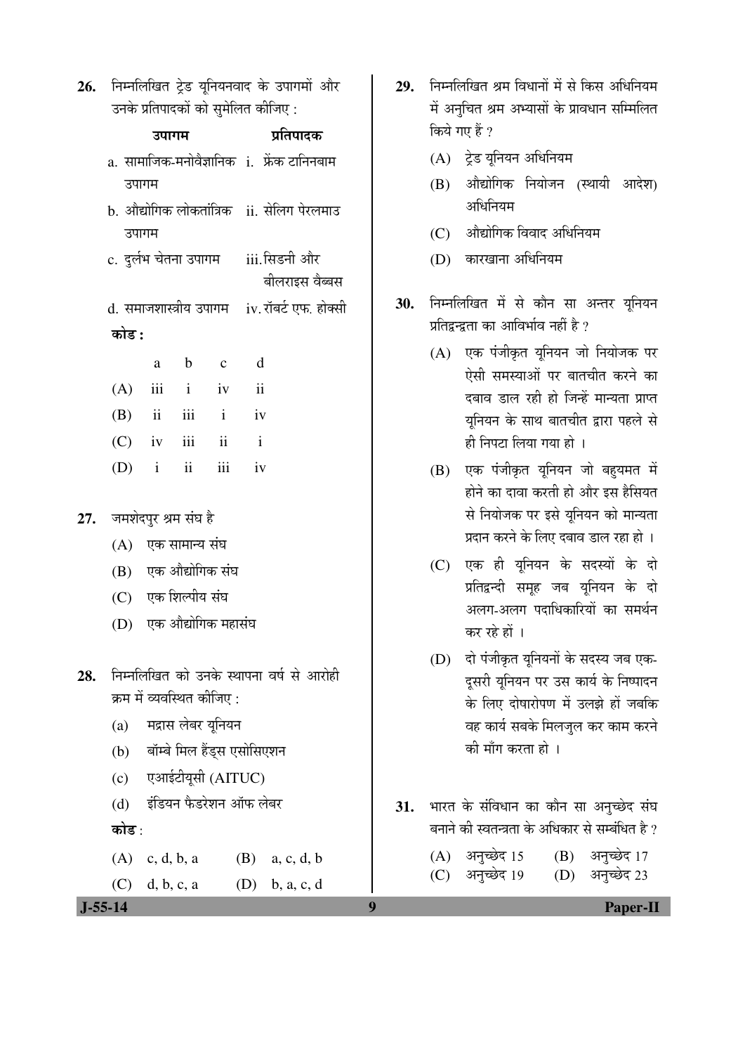26. निम्नलिखित ट्रेड यूनियनवाद के उपागमों और उनके प्रतिपादकों को सुमेलित कीजिए :

| उपागम | प्रतिपादक |
|---|---|
| a. सामाजिक-मनोवैज्ञानिक उपागम | i. फ्रेंक टानिनबाम |
| b. औद्योगिक लोकतांत्रिक उपागम | ii. सेलिग पेरलमाउ |
| c. दुर्लभ चेतना उपागम | iii. सिडनी और बीलराइस वैब्बस |
| d. समाजशास्त्रीय उपागम | iv. रॉबर्ट एफ. होक्सी |

**कोड :**

| | a | b | c | d |
|---|---|---|---|---|
| (A) | iii | i | iv | ii |
| (B) | ii | iii | i | iv |
| (C) | iv | iii | ii | i |
| (D) | i | ii | iii | iv |

27. जमशेदपुर श्रम संघ है
   - (A) एक सामान्य संघ
   - (B) एक औद्योगिक संघ
   - (C) एक शिल्पीय संघ
   - (D) एक औद्योगिक महासंघ

28. निम्नलिखित को उनके स्थापना वर्ष से आरोही क्रम में व्यवस्थित कीजिए :
   - (a) मद्रास लेबर यूनियन
   - (b) बॉम्बे मिल हैंड्स एसोसिएशन
   - (c) एआईटीयूसी (AITUC)
   - (d) इंडियन फैडरेशन ऑफ लेबर

   **कोड** :
   - (A) c, d, b, a
   - (B) a, c, d, b
   - (C) d, b, c, a
   - (D) b, a, c, d

29. निम्नलिखित श्रम विधानों में से किस अधिनियम में अनुचित श्रम अभ्यासों के प्रावधान सम्मिलित किये गए हैं ?
   - (A) ट्रेड यूनियन अधिनियम
   - (B) औद्योगिक नियोजन (स्थायी आदेश) अधिनियम
   - (C) औद्योगिक विवाद अधिनियम
   - (D) कारखाना अधिनियम

30. निम्नलिखित में से कौन सा अन्तर यूनियन प्रतिद्वन्द्वता का आविर्भाव नहीं है ?
   - (A) एक पंजीकृत यूनियन जो नियोजक पर ऐसी समस्याओं पर बातचीत करने का दबाव डाल रही हो जिन्हें मान्यता प्राप्त यूनियन के साथ बातचीत द्वारा पहले से ही निपटा लिया गया हो ।
   - (B) एक पंजीकृत यूनियन जो बहुमत में होने का दावा करती हो और इस हैसियत से नियोजक पर इसे यूनियन को मान्यता प्रदान करने के लिए दबाव डाल रहा हो ।
   - (C) एक ही यूनियन के सदस्यों के दो प्रतिद्वन्द्वी समूह जब यूनियन के दो अलग-अलग पदाधिकारियों का समर्थन कर रहे हों ।
   - (D) दो पंजीकृत यूनियनों के सदस्य जब एक-दूसरी यूनियन पर उस कार्य के निष्पादन के लिए दोषारोपण में उलझे हों जबकि वह कार्य सबके मिलजुल कर काम करने की माँग करता हो ।

31. भारत के संविधान का कौन सा अनुच्छेद संघ बनाने की स्वतन्त्रता के अधिकार से सम्बंधित है ?
   - (A) अनुच्छेद 15
   - (B) अनुच्छेद 17
   - (C) अनुच्छेद 19
   - (D) अनुच्छेद 23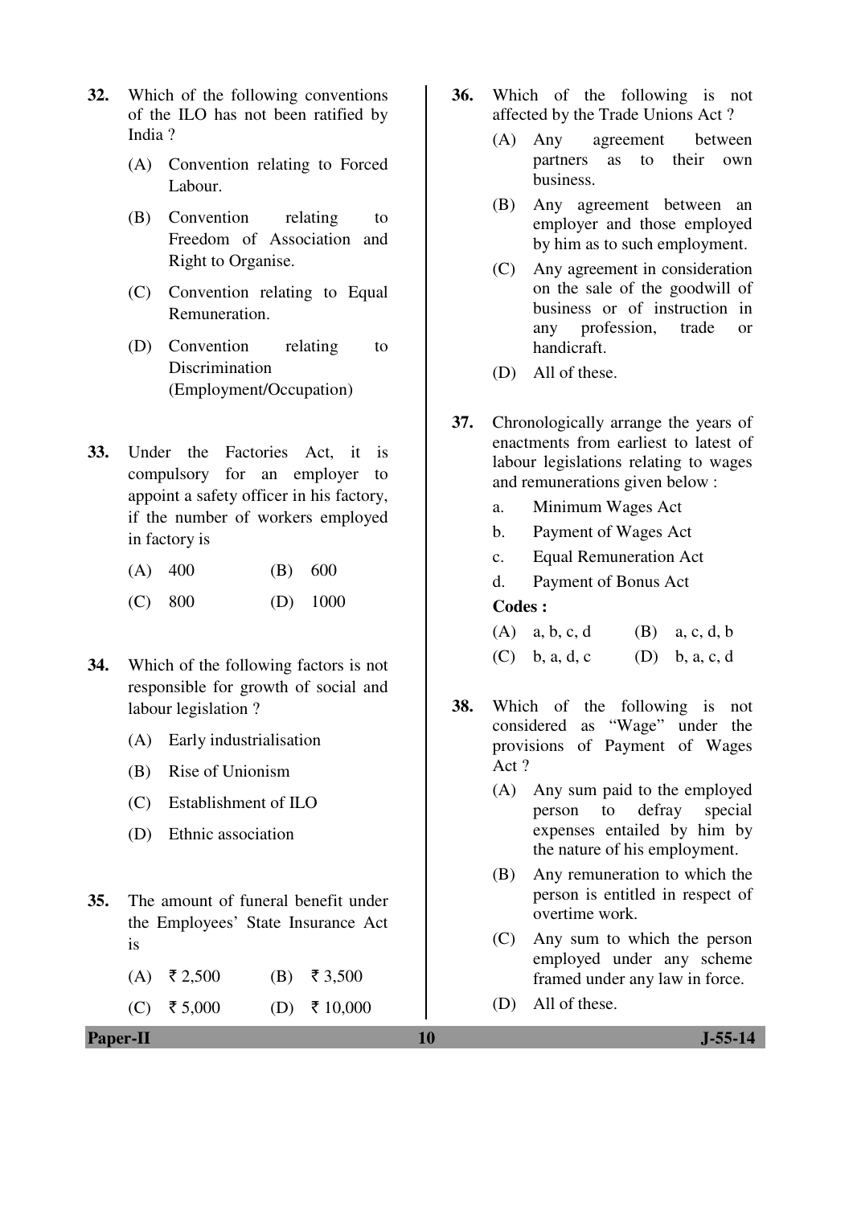32. Which of the following conventions of the ILO has not been ratified by India ?

 (A) Convention relating to Forced Labour.

 (B) Convention relating to Freedom of Association and Right to Organise.

 (C) Convention relating to Equal Remuneration.

 (D) Convention relating to Discrimination (Employment/Occupation)

33. Under the Factories Act, it is compulsory for an employer to appoint a safety officer in his factory, if the number of workers employed in factory is

 (A) 400 (B) 600

 (C) 800 (D) 1000

34. Which of the following factors is not responsible for growth of social and labour legislation ?

 (A) Early industrialisation

 (B) Rise of Unionism

 (C) Establishment of ILO

 (D) Ethnic association

35. The amount of funeral benefit under the Employees' State Insurance Act is

 (A) ₹ 2,500 (B) ₹ 3,500

 (C) ₹ 5,000 (D) ₹ 10,000

36. Which of the following is not affected by the Trade Unions Act ?

 (A) Any agreement between partners as to their own business.

 (B) Any agreement between an employer and those employed by him as to such employment.

 (C) Any agreement in consideration on the sale of the goodwill of business or of instruction in any profession, trade or handicraft.

 (D) All of these.

37. Chronologically arrange the years of enactments from earliest to latest of labour legislations relating to wages and remunerations given below :

 a. Minimum Wages Act

 b. Payment of Wages Act

 c. Equal Remuneration Act

 d. Payment of Bonus Act

 **Codes :**

 (A) a, b, c, d (B) a, c, d, b

 (C) b, a, d, c (D) b, a, c, d

38. Which of the following is not considered as "Wage" under the provisions of Payment of Wages Act ?

 (A) Any sum paid to the employed person to defray special expenses entailed by him by the nature of his employment.

 (B) Any remuneration to which the person is entitled in respect of overtime work.

 (C) Any sum to which the person employed under any scheme framed under any law in force.

 (D) All of these.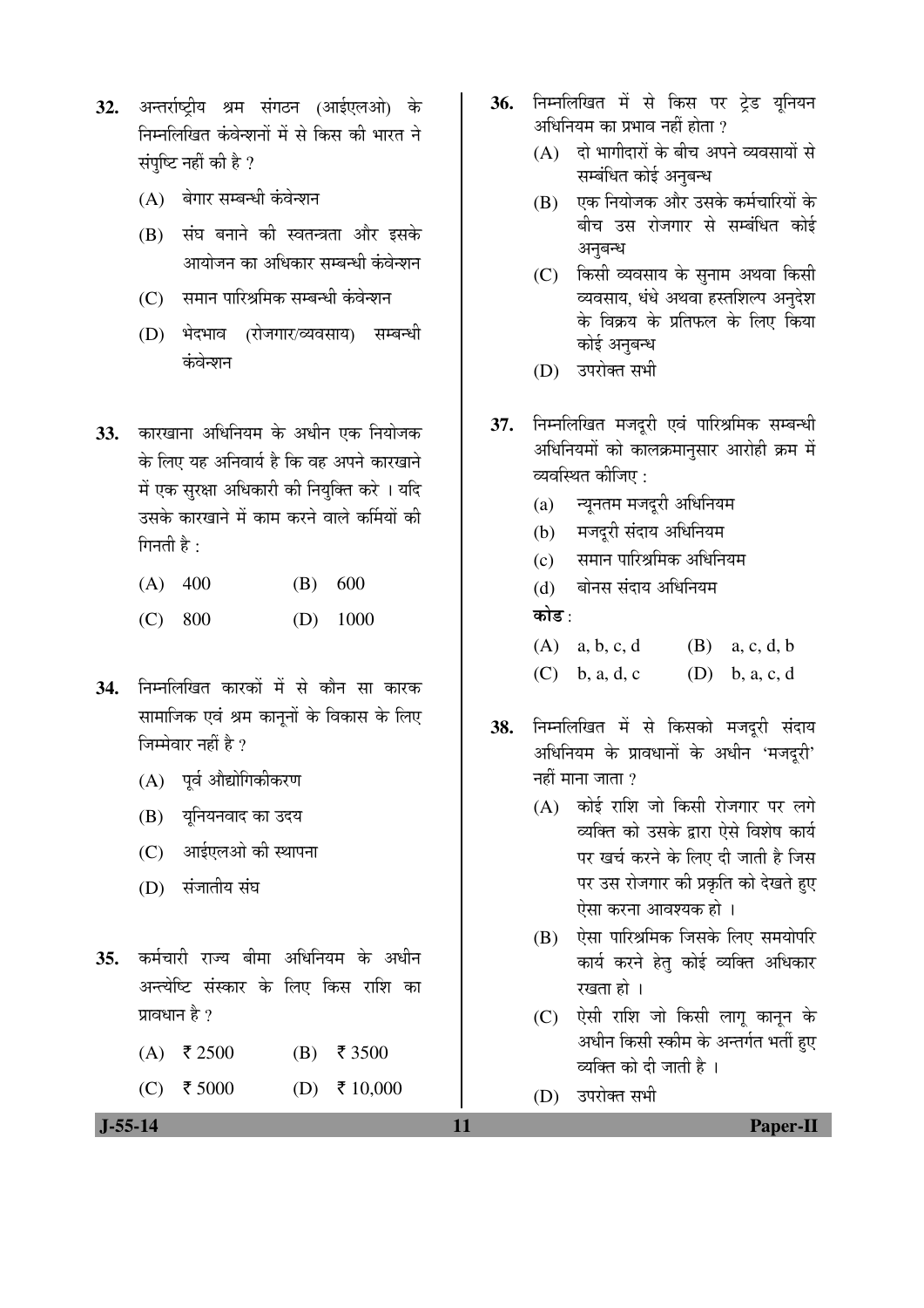32. अन्तर्राष्ट्रीय श्रम संगठन (आईएलओ) के निम्नलिखित कंवेन्शनों में से किस की भारत ने संपुष्टि नहीं की है ?

(A) बेगार सम्बन्धी कंवेन्शन

(B) संघ बनाने की स्वतन्त्रता और इसके आयोजन का अधिकार सम्बन्धी कंवेन्शन

(C) समान पारिश्रमिक सम्बन्धी कंवेन्शन

(D) भेदभाव (रोजगार/व्यवसाय) सम्बन्धी कंवेन्शन

33. कारखाना अधिनियम के अधीन एक नियोजक के लिए यह अनिवार्य है कि वह अपने कारखाने में एक सुरक्षा अधिकारी की नियुक्ति करे । यदि उसके कारखाने में काम करने वाले कर्मियों की गिनती है :

(A) 400 (B) 600

(C) 800 (D) 1000

34. निम्नलिखित कारकों में से कौन सा कारक सामाजिक एवं श्रम कानूनों के विकास के लिए जिम्मेवार नहीं है ?

(A) पूर्व औद्योगिकीकरण

(B) यूनियनवाद का उदय

(C) आईएलओ की स्थापना

(D) संजातीय संघ

35. कर्मचारी राज्य बीमा अधिनियम के अधीन अन्त्येष्टि संस्कार के लिए किस राशि का प्रावधान है ?

(A) ₹ 2500 (B) ₹ 3500

(C) ₹ 5000 (D) ₹ 10,000

36. निम्नलिखित में से किस पर ट्रेड यूनियन अधिनियम का प्रभाव नहीं होता ?

(A) दो भागीदारों के बीच अपने व्यवसायों से सम्बंधित कोई अनुबन्ध

(B) एक नियोजक और उसके कर्मचारियों के बीच उस रोजगार से सम्बंधित कोई अनुबन्ध

(C) किसी व्यवसाय के सुनाम अथवा किसी व्यवसाय, धंधे अथवा हस्तशिल्प अनुदेश के विक्रय के प्रतिफल के लिए किया कोई अनुबन्ध

(D) उपरोक्त सभी

37. निम्नलिखित मजदूरी एवं पारिश्रमिक सम्बन्धी अधिनियमों को कालक्रमानुसार आरोही क्रम में व्यवस्थित कीजिए :

(a) न्यूनतम मजदूरी अधिनियम

(b) मजदूरी संदाय अधिनियम

(c) समान पारिश्रमिक अधिनियम

(d) बोनस संदाय अधिनियम

**कोड** :

(A) a, b, c, d (B) a, c, d, b

(C) b, a, d, c (D) b, a, c, d

38. निम्नलिखित में से किसको मजदूरी संदाय अधिनियम के प्रावधानों के अधीन 'मजदूरी' नहीं माना जाता ?

(A) कोई राशि जो किसी रोजगार पर लगे व्यक्ति को उसके द्वारा ऐसे विशेष कार्य पर खर्च करने के लिए दी जाती है जिस पर उस रोजगार की प्रकृति को देखते हुए ऐसा करना आवश्यक हो ।

(B) ऐसा पारिश्रमिक जिसके लिए समयोपरि कार्य करने हेतु कोई व्यक्ति अधिकार रखता हो ।

(C) ऐसी राशि जो किसी लागू कानून के अधीन किसी स्कीम के अन्तर्गत भर्ती हुए व्यक्ति को दी जाती है ।

(D) उपरोक्त सभी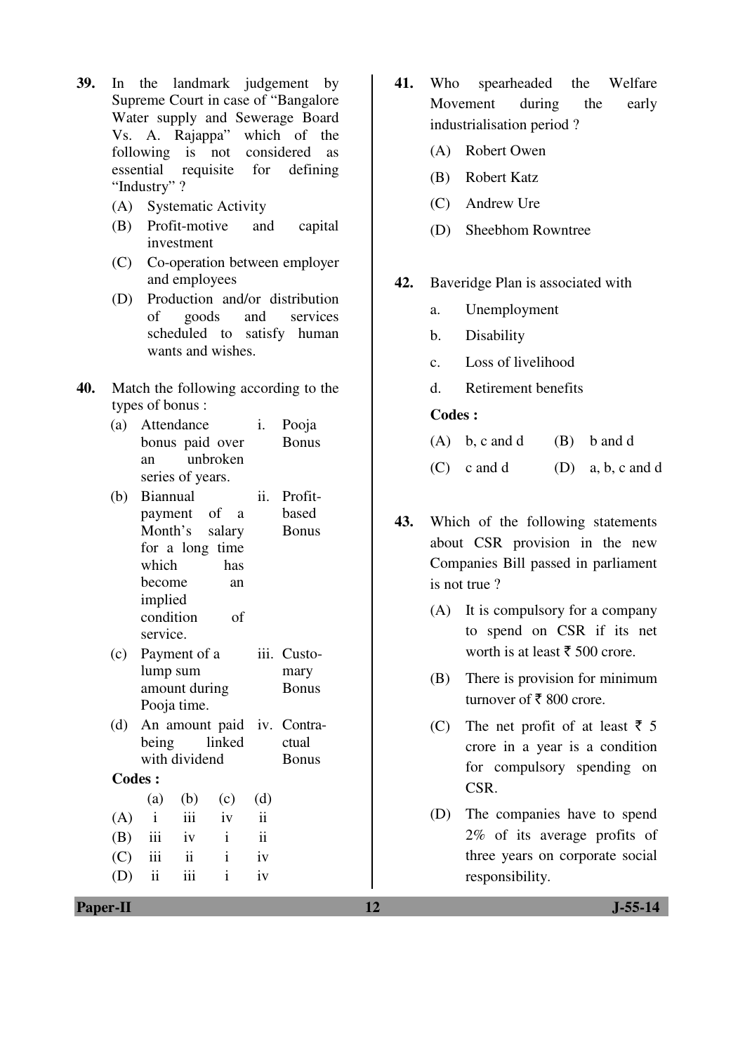**39.** In the landmark judgement by Supreme Court in case of "Bangalore Water supply and Sewerage Board Vs. A. Rajappa" which of the following is not considered as essential requisite for defining "Industry" ?

(A) Systematic Activity

(B) Profit-motive and capital investment

(C) Co-operation between employer and employees

(D) Production and/or distribution of goods and services scheduled to satisfy human wants and wishes.

**40.** Match the following according to the types of bonus :

| | | | |
|---|---|---|---|
| (a) | Attendance bonus paid over an unbroken series of years. | i. | Pooja Bonus |
| (b) | Biannual payment of a Month's salary for a long time which has become an implied condition of service. | ii. | Profit-based Bonus |
| (c) | Payment of a lump sum amount during Pooja time. | iii. | Customary Bonus |
| (d) | An amount paid being linked with dividend | iv. | Contractual Bonus |

**Codes :**

| | (a) | (b) | (c) | (d) |
|---|---|---|---|---|
| (A) | i | iii | iv | ii |
| (B) | iii | iv | i | ii |
| (C) | iii | ii | i | iv |
| (D) | ii | iii | i | iv |

**41.** Who spearheaded the Welfare Movement during the early industrialisation period ?

(A) Robert Owen

(B) Robert Katz

(C) Andrew Ure

(D) Sheebhom Rowntree

**42.** Baveridge Plan is associated with

a. Unemployment

b. Disability

c. Loss of livelihood

d. Retirement benefits

**Codes :**

(A) b, c and d (B) b and d

(C) c and d (D) a, b, c and d

**43.** Which of the following statements about CSR provision in the new Companies Bill passed in parliament is not true ?

(A) It is compulsory for a company to spend on CSR if its net worth is at least ₹ 500 crore.

(B) There is provision for minimum turnover of ₹ 800 crore.

(C) The net profit of at least ₹ 5 crore in a year is a condition for compulsory spending on CSR.

(D) The companies have to spend 2% of its average profits of three years on corporate social responsibility.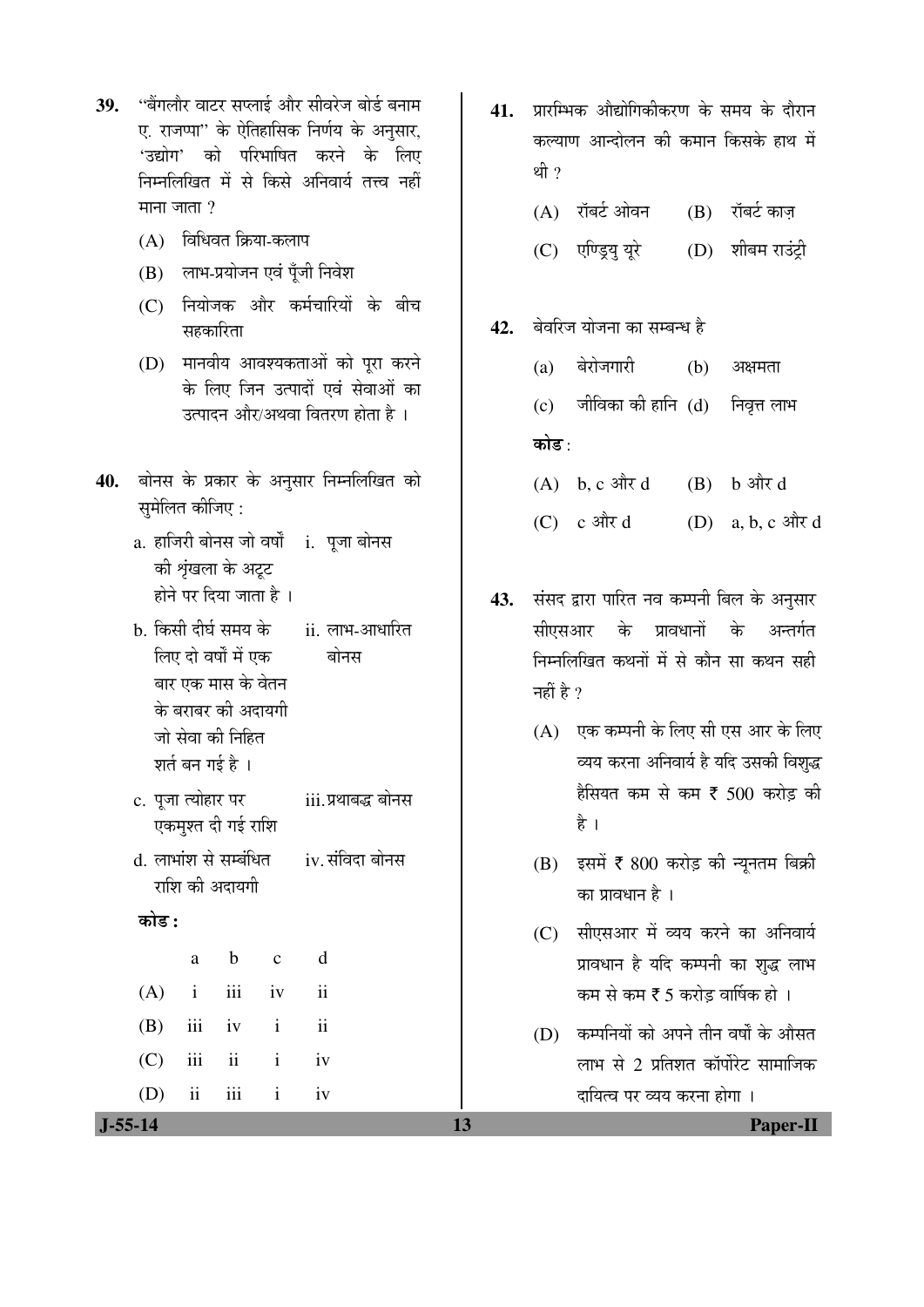39. "बैंगलौर वाटर सप्लाई और सीवरेज बोर्ड बनाम ए. राजप्पा" के ऐतिहासिक निर्णय के अनुसार, 'उद्योग' को परिभाषित करने के लिए निम्नलिखित में से किसे अनिवार्य तत्त्व नहीं माना जाता ?

(A) विधिवत क्रिया-कलाप

(B) लाभ-प्रयोजन एवं पूँजी निवेश

(C) नियोजक और कर्मचारियों के बीच सहकारिता

(D) मानवीय आवश्यकताओं को पूरा करने के लिए जिन उत्पादों एवं सेवाओं का उत्पादन और/अथवा वितरण होता है ।

40. बोनस के प्रकार के अनुसार निम्नलिखित को सुमेलित कीजिए :

| | |
|---|---|
| a. हाजिरी बोनस जो वर्षों की शृंखला के अटूट होने पर दिया जाता है । | i. पूजा बोनस |
| b. किसी दीर्घ समय के लिए दो वर्षों में एक बार एक मास के वेतन के बराबर की अदायगी जो सेवा की निहित शर्त बन गई है । | ii. लाभ-आधारित बोनस |
| c. पूजा त्योहार पर एकमुश्त दी गई राशि | iii. प्रथाबद्ध बोनस |
| d. लाभांश से सम्बंधित राशि की अदायगी | iv. संविदा बोनस |

**कोड :**

| | a | b | c | d |
|---|---|---|---|---|
| (A) | i | iii | iv | ii |
| (B) | iii | iv | i | ii |
| (C) | iii | ii | i | iv |
| (D) | ii | iii | i | iv |

41. प्रारम्भिक औद्योगिकीकरण के समय के दौरान कल्याण आन्दोलन की कमान किसके हाथ में थी ?

(A) रॉबर्ट ओवन (B) रॉबर्ट काज़

(C) एण्ड्रियु यूरे (D) शीबम राउंट्री

42. बेवरिज योजना का सम्बन्ध है

(a) बेरोजगारी (b) अक्षमता

(c) जीविका की हानि (d) निवृत्त लाभ

**कोड** :

(A) b, c और d (B) b और d

(C) c और d (D) a, b, c और d

43. संसद द्वारा पारित नव कम्पनी बिल के अनुसार सीएसआर के प्रावधानों के अन्तर्गत निम्नलिखित कथनों में से कौन सा कथन सही नहीं है ?

(A) एक कम्पनी के लिए सी एस आर के लिए व्यय करना अनिवार्य है यदि उसकी विशुद्ध हैसियत कम से कम ₹ 500 करोड़ की है ।

(B) इसमें ₹ 800 करोड़ की न्यूनतम बिक्री का प्रावधान है ।

(C) सीएसआर में व्यय करने का अनिवार्य प्रावधान है यदि कम्पनी का शुद्ध लाभ कम से कम ₹ 5 करोड़ वार्षिक हो ।

(D) कम्पनियों को अपने तीन वर्षों के औसत लाभ से 2 प्रतिशत कॉर्पोरेट सामाजिक दायित्व पर व्यय करना होगा ।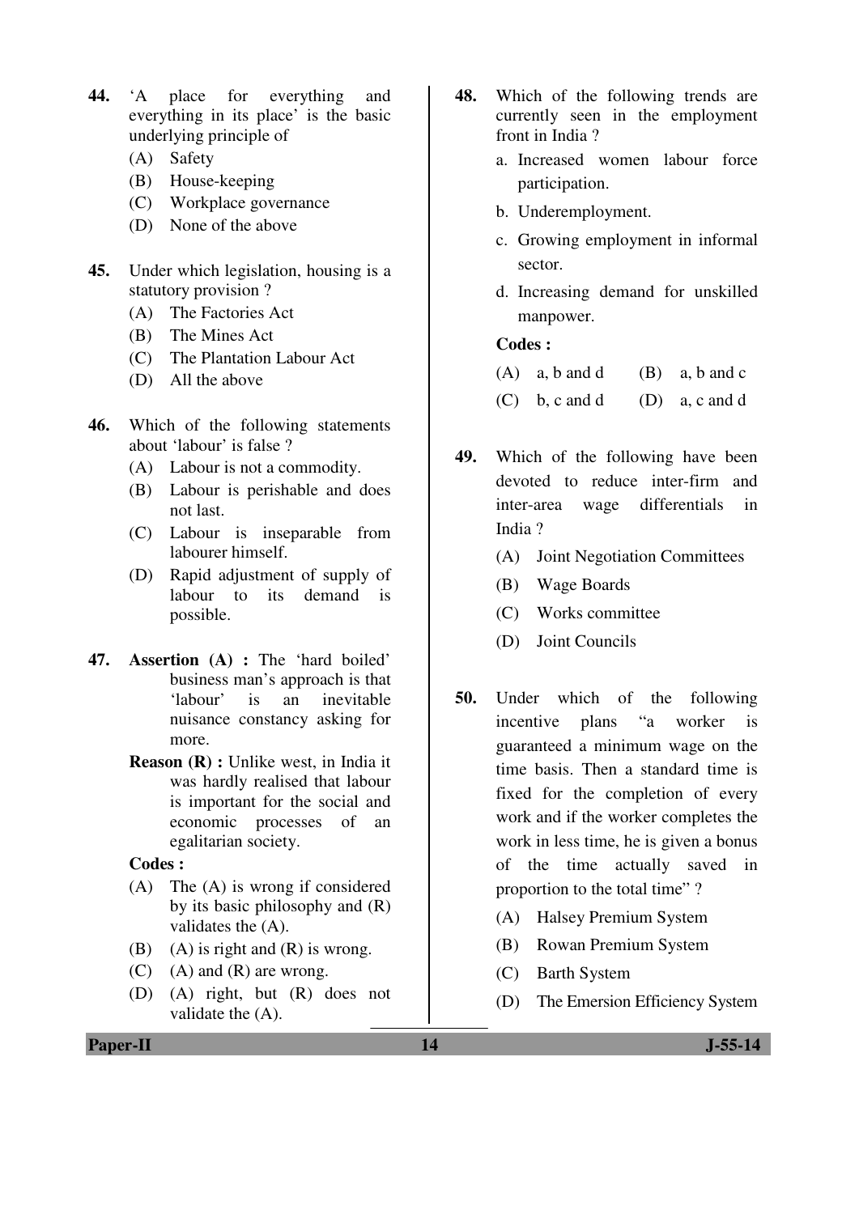44. 'A place for everything and everything in its place' is the basic underlying principle of

   (A) Safety
   (B) House-keeping
   (C) Workplace governance
   (D) None of the above

45. Under which legislation, housing is a statutory provision ?

   (A) The Factories Act
   (B) The Mines Act
   (C) The Plantation Labour Act
   (D) All the above

46. Which of the following statements about 'labour' is false ?

   (A) Labour is not a commodity.
   (B) Labour is perishable and does not last.
   (C) Labour is inseparable from labourer himself.
   (D) Rapid adjustment of supply of labour to its demand is possible.

47. **Assertion (A) :** The 'hard boiled' business man's approach is that 'labour' is an inevitable nuisance constancy asking for more.

   **Reason (R) :** Unlike west, in India it was hardly realised that labour is important for the social and economic processes of an egalitarian society.

   **Codes :**

   (A) The (A) is wrong if considered by its basic philosophy and (R) validates the (A).
   (B) (A) is right and (R) is wrong.
   (C) (A) and (R) are wrong.
   (D) (A) right, but (R) does not validate the (A).

48. Which of the following trends are currently seen in the employment front in India ?

   a. Increased women labour force participation.
   b. Underemployment.
   c. Growing employment in informal sector.
   d. Increasing demand for unskilled manpower.

   **Codes :**

   (A) a, b and d
   (B) a, b and c
   (C) b, c and d
   (D) a, c and d

49. Which of the following have been devoted to reduce inter-firm and inter-area wage differentials in India ?

   (A) Joint Negotiation Committees
   (B) Wage Boards
   (C) Works committee
   (D) Joint Councils

50. Under which of the following incentive plans "a worker is guaranteed a minimum wage on the time basis. Then a standard time is fixed for the completion of every work and if the worker completes the work in less time, he is given a bonus of the time actually saved in proportion to the total time" ?

   (A) Halsey Premium System
   (B) Rowan Premium System
   (C) Barth System
   (D) The Emersion Efficiency System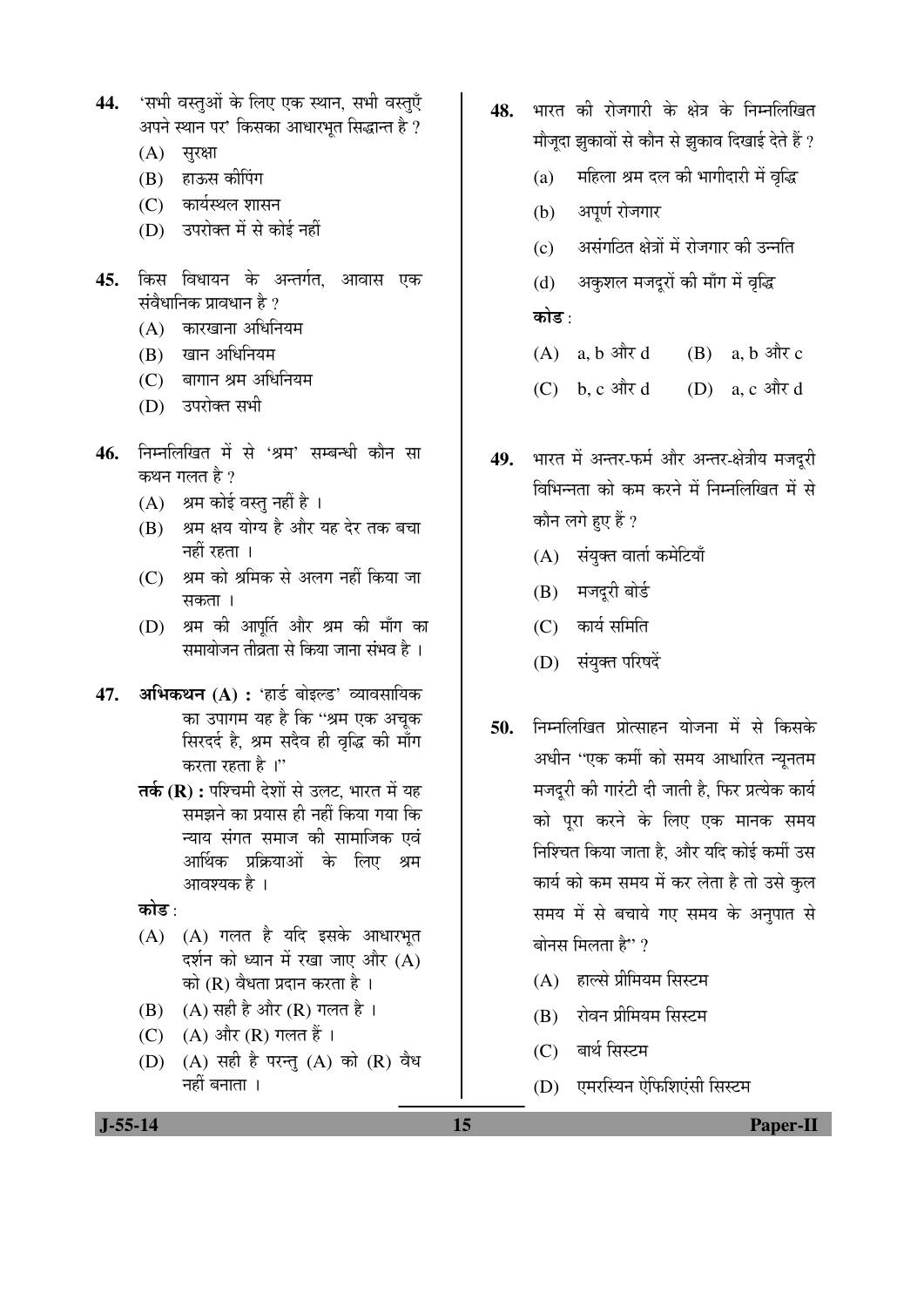**44.** 'सभी वस्तुओं के लिए एक स्थान, सभी वस्तुएँ अपने स्थान पर' किसका आधारभूत सिद्धान्त है ?

(A) सुरक्षा

(B) हाऊस कीपिंग

(C) कार्यस्थल शासन

(D) उपरोक्त में से कोई नहीं

**45.** किस विधायन के अन्तर्गत, आवास एक संवैधानिक प्रावधान है ?

(A) कारखाना अधिनियम

(B) खान अधिनियम

(C) बागान श्रम अधिनियम

(D) उपरोक्त सभी

**46.** निम्नलिखित में से 'श्रम' सम्बन्धी कौन सा कथन गलत है ?

(A) श्रम कोई वस्तु नहीं है ।

(B) श्रम क्षय योग्य है और यह देर तक बचा नहीं रहता ।

(C) श्रम को श्रमिक से अलग नहीं किया जा सकता ।

(D) श्रम की आपूर्ति और श्रम की माँग का समायोजन तीव्रता से किया जाना संभव है ।

**47.** **अभिकथन (A) :** 'हार्ड बोइल्ड' व्यावसायिक का उपागम यह है कि "श्रम एक अचूक सिरदर्द है, श्रम सदैव ही वृद्धि की माँग करता रहता है ।"

**तर्क (R) :** पश्चिमी देशों से उलट, भारत में यह समझने का प्रयास ही नहीं किया गया कि न्याय संगत समाज की सामाजिक एवं आर्थिक प्रक्रियाओं के लिए श्रम आवश्यक है ।

**कोड** :

(A) (A) गलत है यदि इसके आधारभूत दर्शन को ध्यान में रखा जाए और (A) को (R) वैधता प्रदान करता है ।

(B) (A) सही है और (R) गलत है ।

(C) (A) और (R) गलत हैं ।

(D) (A) सही है परन्तु (A) को (R) वैध नहीं बनाता ।

**48.** भारत की रोजगारी के क्षेत्र के निम्नलिखित मौजूदा झुकावों से कौन से झुकाव दिखाई देते हैं ?

(a) महिला श्रम दल की भागीदारी में वृद्धि

(b) अपूर्ण रोजगार

(c) असंगठित क्षेत्रों में रोजगार की उन्नति

(d) अकुशल मजदूरों की माँग में वृद्धि

**कोड** :

(A) a, b और d

(B) a, b और c

(C) b, c और d

(D) a, c और d

**49.** भारत में अन्तर-फर्म और अन्तर-क्षेत्रीय मजदूरी विभिन्नता को कम करने में निम्नलिखित में से कौन लगे हुए हैं ?

(A) संयुक्त वार्ता कमेटियाँ

(B) मजदूरी बोर्ड

(C) कार्य समिति

(D) संयुक्त परिषदें

**50.** निम्नलिखित प्रोत्साहन योजना में से किसके अधीन "एक कर्मी को समय आधारित न्यूनतम मजदूरी की गारंटी दी जाती है, फिर प्रत्येक कार्य को पूरा करने के लिए एक मानक समय निश्चित किया जाता है, और यदि कोई कर्मी उस कार्य को कम समय में कर लेता है तो उसे कुल समय में से बचाये गए समय के अनुपात से बोनस मिलता है" ?

(A) हाल्से प्रीमियम सिस्टम

(B) रोवन प्रीमियम सिस्टम

(C) बार्थ सिस्टम

(D) एमरस्यिन ऐफिशिएंसी सिस्टम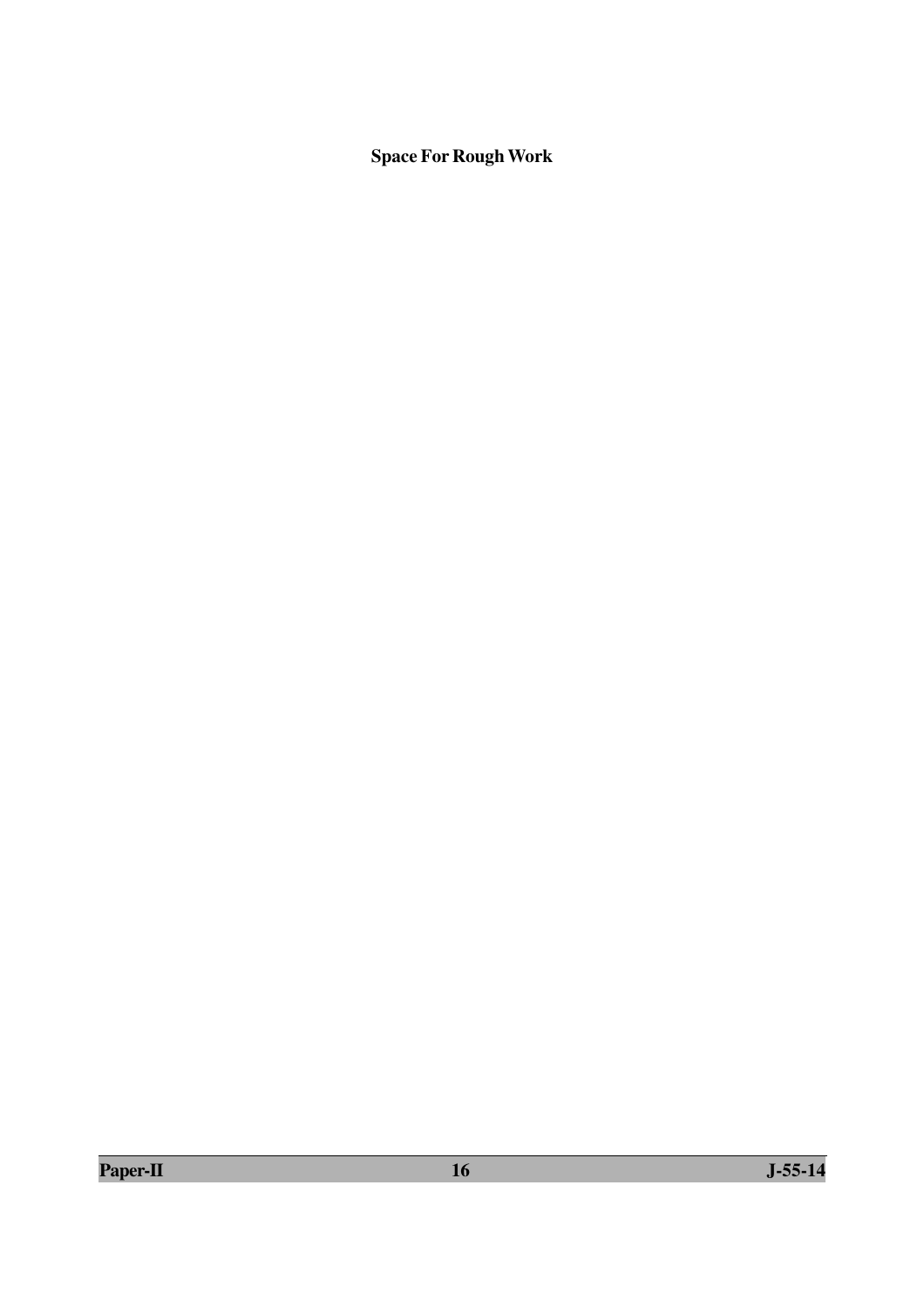**Space For Rough Work**